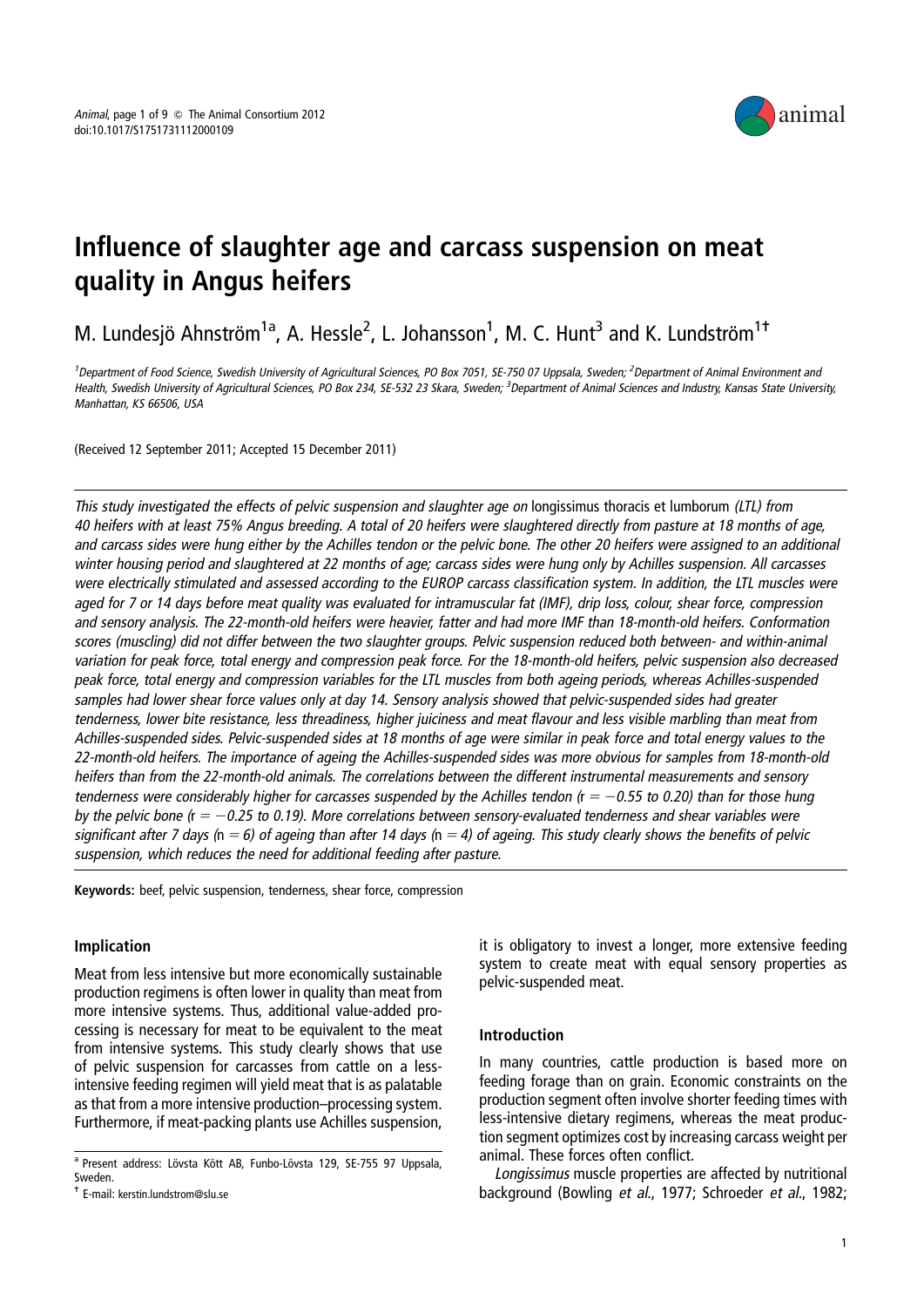# Influence of slaughter age and carcass suspension on meat quality in Angus heifers

M. Lundesjö Ahnström[1a], A. Hessle[2], L. Johansson[1], M. C. Hunt[3] and K. Lundström[1†]

[1]Department of Food Science, Swedish University of Agricultural Sciences, PO Box 7051, SE-750 07 Uppsala, Sweden; [2]Department of Animal Environment and Health, Swedish University of Agricultural Sciences, PO Box 234, SE-532 23 Skara, Sweden; [3]Department of Animal Sciences and Industry, Kansas State University, Manhattan, KS 66506, USA

(Received 12 September 2011; Accepted 15 December 2011)

*This study investigated the effects of pelvic suspension and slaughter age on* longissimus thoracis et lumborum *(LTL) from 40 heifers with at least 75% Angus breeding. A total of 20 heifers were slaughtered directly from pasture at 18 months of age, and carcass sides were hung either by the Achilles tendon or the pelvic bone. The other 20 heifers were assigned to an additional winter housing period and slaughtered at 22 months of age; carcass sides were hung only by Achilles suspension. All carcasses were electrically stimulated and assessed according to the EUROP carcass classification system. In addition, the LTL muscles were aged for 7 or 14 days before meat quality was evaluated for intramuscular fat (IMF), drip loss, colour, shear force, compression and sensory analysis. The 22-month-old heifers were heavier, fatter and had more IMF than 18-month-old heifers. Conformation scores (muscling) did not differ between the two slaughter groups. Pelvic suspension reduced both between- and within-animal variation for peak force, total energy and compression peak force. For the 18-month-old heifers, pelvic suspension also decreased peak force, total energy and compression variables for the LTL muscles from both ageing periods, whereas Achilles-suspended samples had lower shear force values only at day 14. Sensory analysis showed that pelvic-suspended sides had greater tenderness, lower bite resistance, less threadiness, higher juiciness and meat flavour and less visible marbling than meat from Achilles-suspended sides. Pelvic-suspended sides at 18 months of age were similar in peak force and total energy values to the 22-month-old heifers. The importance of ageing the Achilles-suspended sides was more obvious for samples from 18-month-old heifers than from the 22-month-old animals. The correlations between the different instrumental measurements and sensory tenderness were considerably higher for carcasses suspended by the Achilles tendon (*$r = -0.55$ *to 0.20) than for those hung by the pelvic bone (*$r = -0.25$ *to 0.19). More correlations between sensory-evaluated tenderness and shear variables were significant after 7 days (*$n = 6$*) of ageing than after 14 days (*$n = 4$*) of ageing. This study clearly shows the benefits of pelvic suspension, which reduces the need for additional feeding after pasture.*

**Keywords:** beef, pelvic suspension, tenderness, shear force, compression

## Implication

Meat from less intensive but more economically sustainable production regimens is often lower in quality than meat from more intensive systems. Thus, additional value-added processing is necessary for meat to be equivalent to the meat from intensive systems. This study clearly shows that use of pelvic suspension for carcasses from cattle on a less-intensive feeding regimen will yield meat that is as palatable as that from a more intensive production–processing system. Furthermore, if meat-packing plants use Achilles suspension, it is obligatory to invest a longer, more extensive feeding system to create meat with equal sensory properties as pelvic-suspended meat.

## Introduction

In many countries, cattle production is based more on feeding forage than on grain. Economic constraints on the production segment often involve shorter feeding times with less-intensive dietary regimens, whereas the meat production segment optimizes cost by increasing carcass weight per animal. These forces often conflict.

*Longissimus* muscle properties are affected by nutritional background (Bowling *et al.*, 1977; Schroeder *et al.*, 1982;

[a] Present address: Lövsta Kött AB, Funbo-Lövsta 129, SE-755 97 Uppsala, Sweden.

[†] E-mail: kerstin.lundstrom@slu.se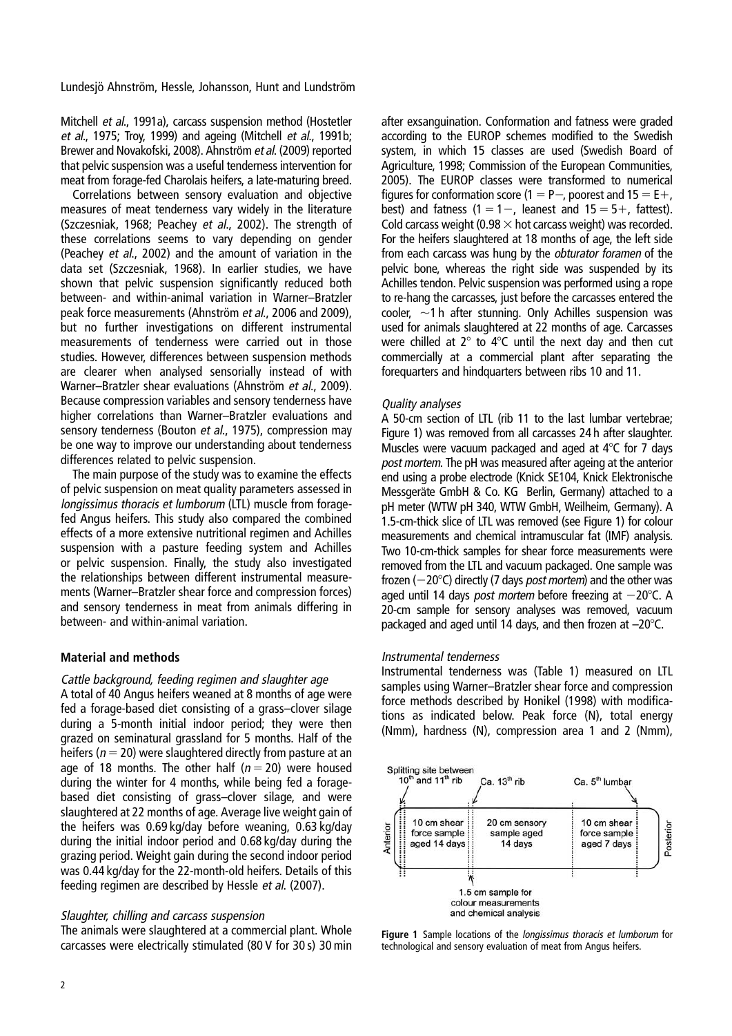Mitchell *et al*., 1991a), carcass suspension method (Hostetler *et al*., 1975; Troy, 1999) and ageing (Mitchell *et al*., 1991b; Brewer and Novakofski, 2008). Ahnström *et al*. (2009) reported that pelvic suspension was a useful tenderness intervention for meat from forage-fed Charolais heifers, a late-maturing breed.

Correlations between sensory evaluation and objective measures of meat tenderness vary widely in the literature (Szczesniak, 1968; Peachey *et al*., 2002). The strength of these correlations seems to vary depending on gender (Peachey *et al*., 2002) and the amount of variation in the data set (Szczesniak, 1968). In earlier studies, we have shown that pelvic suspension significantly reduced both between- and within-animal variation in Warner–Bratzler peak force measurements (Ahnström *et al*., 2006 and 2009), but no further investigations on different instrumental measurements of tenderness were carried out in those studies. However, differences between suspension methods are clearer when analysed sensorially instead of with Warner–Bratzler shear evaluations (Ahnström *et al*., 2009). Because compression variables and sensory tenderness have higher correlations than Warner–Bratzler evaluations and sensory tenderness (Bouton *et al*., 1975), compression may be one way to improve our understanding about tenderness differences related to pelvic suspension.

The main purpose of the study was to examine the effects of pelvic suspension on meat quality parameters assessed in *longissimus thoracis et lumborum* (LTL) muscle from forage-fed Angus heifers. This study also compared the combined effects of a more extensive nutritional regimen and Achilles suspension with a pasture feeding system and Achilles or pelvic suspension. Finally, the study also investigated the relationships between different instrumental measurements (Warner–Bratzler shear force and compression forces) and sensory tenderness in meat from animals differing in between- and within-animal variation.

## Material and methods

### *Cattle background, feeding regimen and slaughter age*

A total of 40 Angus heifers weaned at 8 months of age were fed a forage-based diet consisting of a grass–clover silage during a 5-month initial indoor period; they were then grazed on seminatural grassland for 5 months. Half of the heifers ($n = 20$) were slaughtered directly from pasture at an age of 18 months. The other half ($n = 20$) were housed during the winter for 4 months, while being fed a forage-based diet consisting of grass–clover silage, and were slaughtered at 22 months of age. Average live weight gain of the heifers was 0.69 kg/day before weaning, 0.63 kg/day during the initial indoor period and 0.68 kg/day during the grazing period. Weight gain during the second indoor period was 0.44 kg/day for the 22-month-old heifers. Details of this feeding regimen are described by Hessle *et al*. (2007).

### *Slaughter, chilling and carcass suspension*

The animals were slaughtered at a commercial plant. Whole carcasses were electrically stimulated (80 V for 30 s) 30 min after exsanguination. Conformation and fatness were graded according to the EUROP schemes modified to the Swedish system, in which 15 classes are used (Swedish Board of Agriculture, 1998; Commission of the European Communities, 2005). The EUROP classes were transformed to numerical figures for conformation score (1 = P−, poorest and 15 = E+, best) and fatness (1 = 1−, leanest and 15 = 5+, fattest). Cold carcass weight (0.98 × hot carcass weight) was recorded. For the heifers slaughtered at 18 months of age, the left side from each carcass was hung by the *obturator foramen* of the pelvic bone, whereas the right side was suspended by its Achilles tendon. Pelvic suspension was performed using a rope to re-hang the carcasses, just before the carcasses entered the cooler, ~1 h after stunning. Only Achilles suspension was used for animals slaughtered at 22 months of age. Carcasses were chilled at 2° to 4°C until the next day and then cut commercially at a commercial plant after separating the forequarters and hindquarters between ribs 10 and 11.

### *Quality analyses*

A 50-cm section of LTL (rib 11 to the last lumbar vertebrae; Figure 1) was removed from all carcasses 24 h after slaughter. Muscles were vacuum packaged and aged at 4°C for 7 days *post mortem*. The pH was measured after ageing at the anterior end using a probe electrode (Knick SE104, Knick Elektronische Messgeräte GmbH & Co. KG Berlin, Germany) attached to a pH meter (WTW pH 340, WTW GmbH, Weilheim, Germany). A 1.5-cm-thick slice of LTL was removed (see Figure 1) for colour measurements and chemical intramuscular fat (IMF) analysis. Two 10-cm-thick samples for shear force measurements were removed from the LTL and vacuum packaged. One sample was frozen (−20°C) directly (7 days *post mortem*) and the other was aged until 14 days *post mortem* before freezing at −20°C. A 20-cm sample for sensory analyses was removed, vacuum packaged and aged until 14 days, and then frozen at –20°C.

### *Instrumental tenderness*

Instrumental tenderness was (Table 1) measured on LTL samples using Warner–Bratzler shear force and compression force methods described by Honikel (1998) with modifications as indicated below. Peak force (N), total energy (Nmm), hardness (N), compression area 1 and 2 (Nmm),

**Figure 1** Sample locations of the *longissimus thoracis et lumborum* for technological and sensory evaluation of meat from Angus heifers.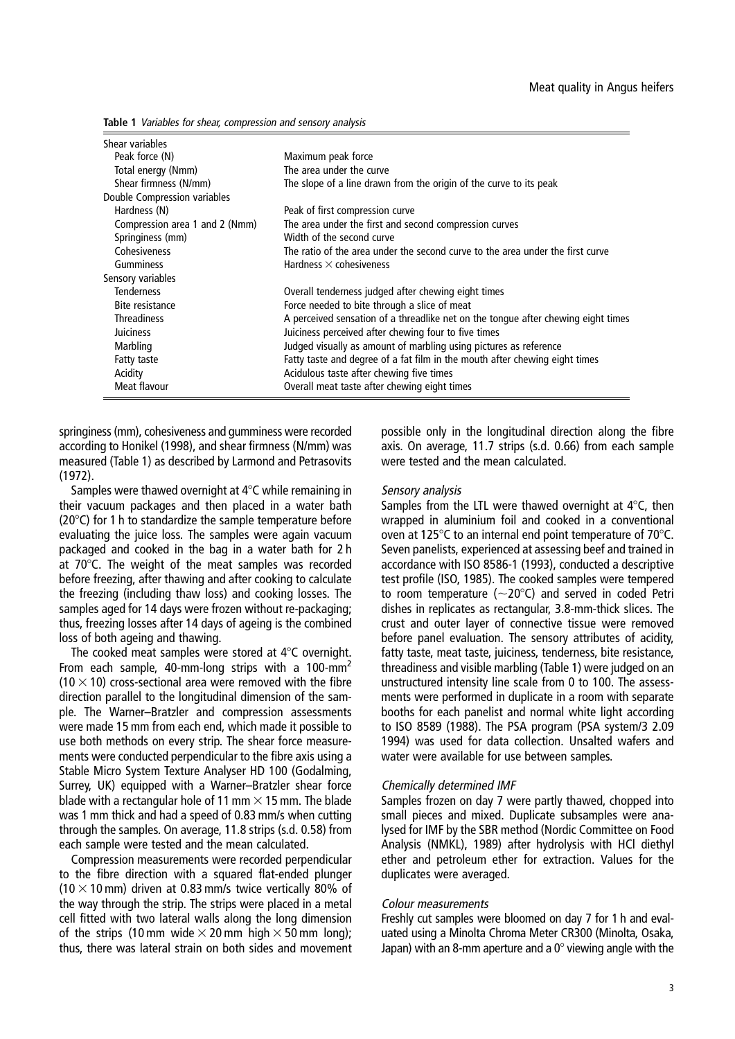**Table 1** *Variables for shear, compression and sensory analysis*

| | |
|---|---|
| Shear variables | |
| Peak force (N) | Maximum peak force |
| Total energy (Nmm) | The area under the curve |
| Shear firmness (N/mm) | The slope of a line drawn from the origin of the curve to its peak |
| Double Compression variables | |
| Hardness (N) | Peak of first compression curve |
| Compression area 1 and 2 (Nmm) | The area under the first and second compression curves |
| Springiness (mm) | Width of the second curve |
| Cohesiveness | The ratio of the area under the second curve to the area under the first curve |
| Gumminess | Hardness × cohesiveness |
| Sensory variables | |
| Tenderness | Overall tenderness judged after chewing eight times |
| Bite resistance | Force needed to bite through a slice of meat |
| Threadiness | A perceived sensation of a threadlike net on the tongue after chewing eight times |
| Juiciness | Juiciness perceived after chewing four to five times |
| Marbling | Judged visually as amount of marbling using pictures as reference |
| Fatty taste | Fatty taste and degree of a fat film in the mouth after chewing eight times |
| Acidity | Acidulous taste after chewing five times |
| Meat flavour | Overall meat taste after chewing eight times |

springiness (mm), cohesiveness and gumminess were recorded according to Honikel (1998), and shear firmness (N/mm) was measured (Table 1) as described by Larmond and Petrasovits (1972).

Samples were thawed overnight at 4°C while remaining in their vacuum packages and then placed in a water bath (20°C) for 1 h to standardize the sample temperature before evaluating the juice loss. The samples were again vacuum packaged and cooked in the bag in a water bath for 2 h at 70°C. The weight of the meat samples was recorded before freezing, after thawing and after cooking to calculate the freezing (including thaw loss) and cooking losses. The samples aged for 14 days were frozen without re-packaging; thus, freezing losses after 14 days of ageing is the combined loss of both ageing and thawing.

The cooked meat samples were stored at 4°C overnight. From each sample, 40-mm-long strips with a 100-mm$^2$ (10 × 10) cross-sectional area were removed with the fibre direction parallel to the longitudinal dimension of the sample. The Warner–Bratzler and compression assessments were made 15 mm from each end, which made it possible to use both methods on every strip. The shear force measurements were conducted perpendicular to the fibre axis using a Stable Micro System Texture Analyser HD 100 (Godalming, Surrey, UK) equipped with a Warner–Bratzler shear force blade with a rectangular hole of 11 mm × 15 mm. The blade was 1 mm thick and had a speed of 0.83 mm/s when cutting through the samples. On average, 11.8 strips (s.d. 0.58) from each sample were tested and the mean calculated.

Compression measurements were recorded perpendicular to the fibre direction with a squared flat-ended plunger (10 × 10 mm) driven at 0.83 mm/s twice vertically 80% of the way through the strip. The strips were placed in a metal cell fitted with two lateral walls along the long dimension of the strips (10 mm wide × 20 mm high × 50 mm long); thus, there was lateral strain on both sides and movement possible only in the longitudinal direction along the fibre axis. On average, 11.7 strips (s.d. 0.66) from each sample were tested and the mean calculated.

#### *Sensory analysis*

Samples from the LTL were thawed overnight at 4°C, then wrapped in aluminium foil and cooked in a conventional oven at 125°C to an internal end point temperature of 70°C. Seven panelists, experienced at assessing beef and trained in accordance with ISO 8586-1 (1993), conducted a descriptive test profile (ISO, 1985). The cooked samples were tempered to room temperature (~20°C) and served in coded Petri dishes in replicates as rectangular, 3.8-mm-thick slices. The crust and outer layer of connective tissue were removed before panel evaluation. The sensory attributes of acidity, fatty taste, meat taste, juiciness, tenderness, bite resistance, threadiness and visible marbling (Table 1) were judged on an unstructured intensity line scale from 0 to 100. The assessments were performed in duplicate in a room with separate booths for each panelist and normal white light according to ISO 8589 (1988). The PSA program (PSA system/3 2.09 1994) was used for data collection. Unsalted wafers and water were available for use between samples.

#### *Chemically determined IMF*

Samples frozen on day 7 were partly thawed, chopped into small pieces and mixed. Duplicate subsamples were analysed for IMF by the SBR method (Nordic Committee on Food Analysis (NMKL), 1989) after hydrolysis with HCl diethyl ether and petroleum ether for extraction. Values for the duplicates were averaged.

#### *Colour measurements*

Freshly cut samples were bloomed on day 7 for 1 h and evaluated using a Minolta Chroma Meter CR300 (Minolta, Osaka, Japan) with an 8-mm aperture and a 0° viewing angle with the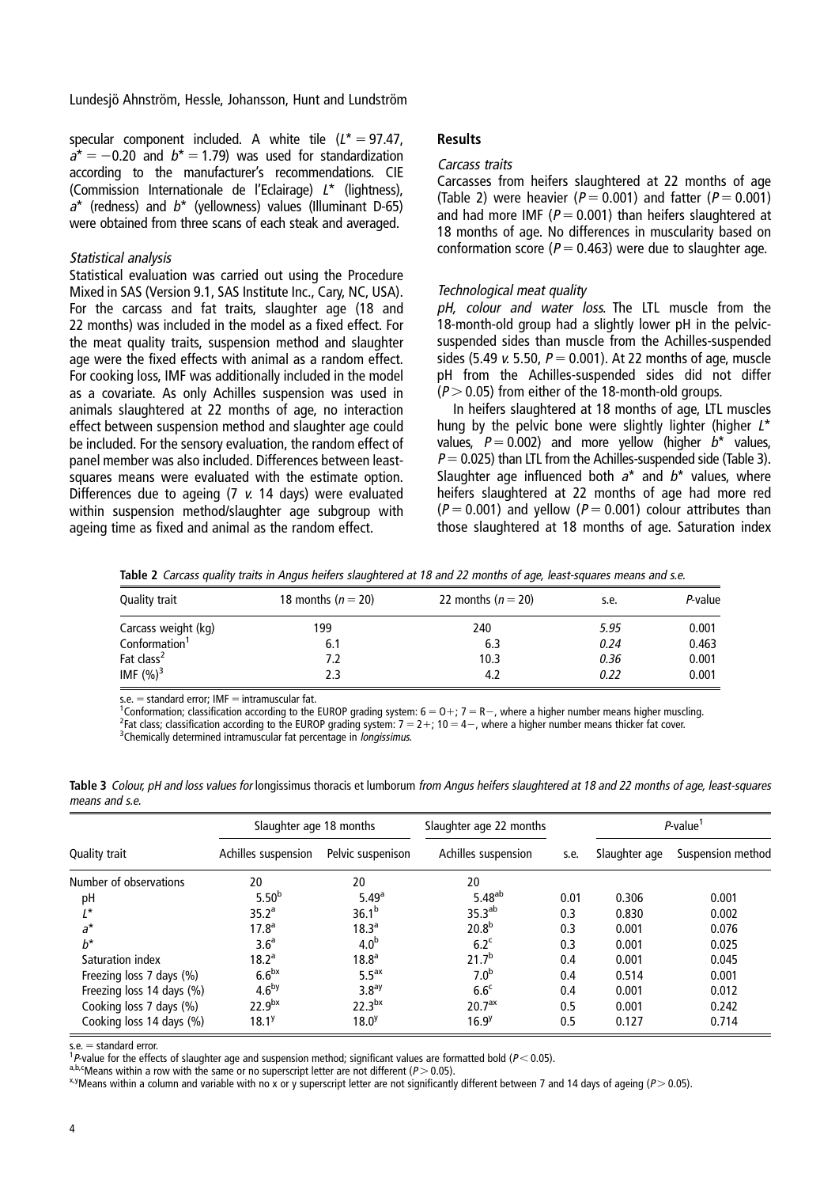specular component included. A white tile ($L^* = 97.47$, $a^* = -0.20$ and $b^* = 1.79$) was used for standardization according to the manufacturer's recommendations. CIE (Commission Internationale de l'Eclairage) $L^*$ (lightness), $a^*$ (redness) and $b^*$ (yellowness) values (Illuminant D-65) were obtained from three scans of each steak and averaged.

### Statistical analysis

Statistical evaluation was carried out using the Procedure Mixed in SAS (Version 9.1, SAS Institute Inc., Cary, NC, USA). For the carcass and fat traits, slaughter age (18 and 22 months) was included in the model as a fixed effect. For the meat quality traits, suspension method and slaughter age were the fixed effects with animal as a random effect. For cooking loss, IMF was additionally included in the model as a covariate. As only Achilles suspension was used in animals slaughtered at 22 months of age, no interaction effect between suspension method and slaughter age could be included. For the sensory evaluation, the random effect of panel member was also included. Differences between least-squares means were evaluated with the estimate option. Differences due to ageing (7 *v.* 14 days) were evaluated within suspension method/slaughter age subgroup with ageing time as fixed and animal as the random effect.

## Results

### Carcass traits

Carcasses from heifers slaughtered at 22 months of age (Table 2) were heavier ($P = 0.001$) and fatter ($P = 0.001$) and had more IMF ($P = 0.001$) than heifers slaughtered at 18 months of age. No differences in muscularity based on conformation score ($P = 0.463$) were due to slaughter age.

### Technological meat quality

*pH, colour and water loss*. The LTL muscle from the 18-month-old group had a slightly lower pH in the pelvic-suspended sides than muscle from the Achilles-suspended sides (5.49 *v.* 5.50, $P = 0.001$). At 22 months of age, muscle pH from the Achilles-suspended sides did not differ ($P > 0.05$) from either of the 18-month-old groups.

In heifers slaughtered at 18 months of age, LTL muscles hung by the pelvic bone were slightly lighter (higher $L^*$ values, $P = 0.002$) and more yellow (higher $b^*$ values, $P = 0.025$) than LTL from the Achilles-suspended side (Table 3). Slaughter age influenced both $a^*$ and $b^*$ values, where heifers slaughtered at 22 months of age had more red ($P = 0.001$) and yellow ($P = 0.001$) colour attributes than those slaughtered at 18 months of age. Saturation index

**Table 2** *Carcass quality traits in Angus heifers slaughtered at 18 and 22 months of age, least-squares means and s.e.*

| Quality trait | 18 months ($n = 20$) | 22 months ($n = 20$) | s.e. | *P*-value |
|---|---|---|---|---|
| Carcass weight (kg) | 199 | 240 | *5.95* | 0.001 |
| Conformation[1] | 6.1 | 6.3 | *0.24* | 0.463 |
| Fat class[2] | 7.2 | 10.3 | *0.36* | 0.001 |
| IMF (%)[3] | 2.3 | 4.2 | *0.22* | 0.001 |

s.e. = standard error; IMF = intramuscular fat.
[1]Conformation; classification according to the EUROP grading system: 6 = O+; 7 = R−, where a higher number means higher muscling.
[2]Fat class; classification according to the EUROP grading system: 7 = 2+; 10 = 4−, where a higher number means thicker fat cover.
[3]Chemically determined intramuscular fat percentage in *longissimus*.

**Table 3** *Colour, pH and loss values for* longissimus thoracis et lumborum *from Angus heifers slaughtered at 18 and 22 months of age, least-squares means and s.e.*

| | Slaughter age 18 months | | Slaughter age 22 months | | *P*-value[1] | |
|---|---|---|---|---|---|---|
| Quality trait | Achilles suspension | Pelvic suspension | Achilles suspension | s.e. | Slaughter age | Suspension method |
| Number of observations | 20 | 20 | 20 | | | |
| pH | $5.50^{b}$ | $5.49^{a}$ | $5.48^{ab}$ | 0.01 | 0.306 | **0.001** |
| $L^*$ | $35.2^{a}$ | $36.1^{b}$ | $35.3^{ab}$ | 0.3 | 0.830 | **0.002** |
| $a^*$ | $17.8^{a}$ | $18.3^{a}$ | $20.8^{b}$ | 0.3 | **0.001** | 0.076 |
| $b^*$ | $3.6^{a}$ | $4.0^{b}$ | $6.2^{c}$ | 0.3 | **0.001** | **0.025** |
| Saturation index | $18.2^{a}$ | $18.8^{a}$ | $21.7^{b}$ | 0.4 | **0.001** | **0.045** |
| Freezing loss 7 days (%) | $6.6^{bx}$ | $5.5^{ax}$ | $7.0^{b}$ | 0.4 | 0.514 | **0.001** |
| Freezing loss 14 days (%) | $4.6^{by}$ | $3.8^{ay}$ | $6.6^{c}$ | 0.4 | **0.001** | **0.012** |
| Cooking loss 7 days (%) | $22.9^{bx}$ | $22.3^{bx}$ | $20.7^{ax}$ | 0.5 | **0.001** | 0.242 |
| Cooking loss 14 days (%) | $18.1^{y}$ | $18.0^{y}$ | $16.9^{y}$ | 0.5 | 0.127 | 0.714 |

s.e. = standard error.
[1]*P*-value for the effects of slaughter age and suspension method; significant values are formatted bold ($P < 0.05$).
[a,b,c]Means within a row with the same or no superscript letter are not different ($P > 0.05$).
[x,y]Means within a column and variable with no x or y superscript letter are not significantly different between 7 and 14 days of ageing ($P > 0.05$).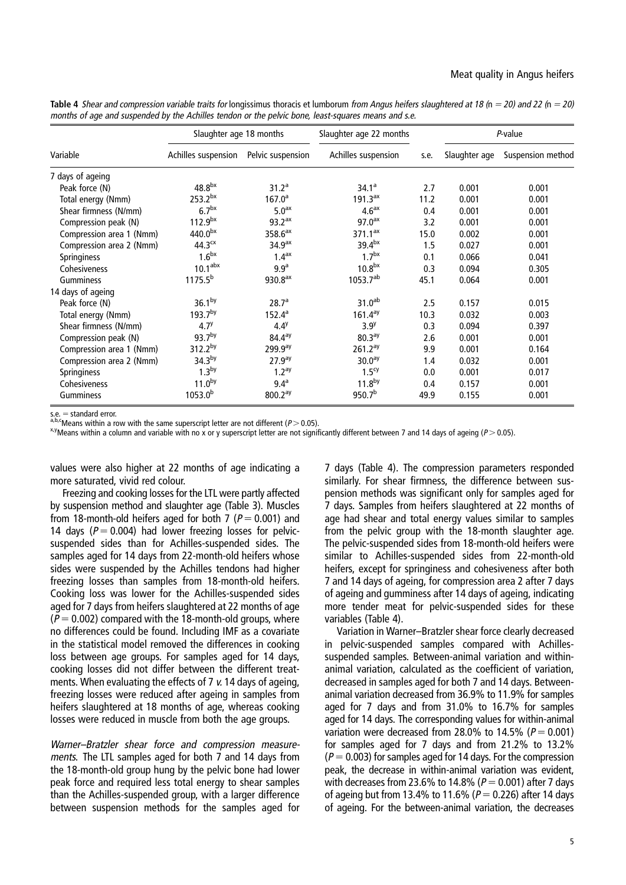**Table 4** *Shear and compression variable traits for* longissimus thoracis et lumborum *from Angus heifers slaughtered at 18 (*n *= 20) and 22 (*n *= 20) months of age and suspended by the Achilles tendon or the pelvic bone, least-squares means and s.e.*

| Variable | Slaughter age 18 months | | Slaughter age 22 months | s.e. | *P*-value | |
|---|---|---|---|---|---|---|
| | Achilles suspension | Pelvic suspension | Achilles suspension | | Slaughter age | Suspension method |
| 7 days of ageing | | | | | | |
| Peak force (N) | 48.8[bx] | 31.2[a] | 34.1[a] | 2.7 | 0.001 | 0.001 |
| Total energy (Nmm) | 253.2[bx] | 167.0[a] | 191.3[ax] | 11.2 | 0.001 | 0.001 |
| Shear firmness (N/mm) | 6.7[bx] | 5.0[ax] | 4.6[ax] | 0.4 | 0.001 | 0.001 |
| Compression peak (N) | 112.9[bx] | 93.2[ax] | 97.0[ax] | 3.2 | 0.001 | 0.001 |
| Compression area 1 (Nmm) | 440.0[bx] | 358.6[ax] | 371.1[ax] | 15.0 | 0.002 | 0.001 |
| Compression area 2 (Nmm) | 44.3[cx] | 34.9[ax] | 39.4[bx] | 1.5 | 0.027 | 0.001 |
| Springiness | 1.6[bx] | 1.4[ax] | 1.7[bx] | 0.1 | 0.066 | 0.041 |
| Cohesiveness | 10.1[abx] | 9.9[a] | 10.8[bx] | 0.3 | 0.094 | 0.305 |
| Gumminess | 1175.5[b] | 930.8[ax] | 1053.7[ab] | 45.1 | 0.064 | 0.001 |
| 14 days of ageing | | | | | | |
| Peak force (N) | 36.1[by] | 28.7[a] | 31.0[ab] | 2.5 | 0.157 | 0.015 |
| Total energy (Nmm) | 193.7[by] | 152.4[a] | 161.4[ay] | 10.3 | 0.032 | 0.003 |
| Shear firmness (N/mm) | 4.7[y] | 4.4[y] | 3.9[y] | 0.3 | 0.094 | 0.397 |
| Compression peak (N) | 93.7[by] | 84.4[ay] | 80.3[ay] | 2.6 | 0.001 | 0.001 |
| Compression area 1 (Nmm) | 312.2[by] | 299.9[ay] | 261.2[ay] | 9.9 | 0.001 | 0.164 |
| Compression area 2 (Nmm) | 34.3[by] | 27.9[ay] | 30.0[ay] | 1.4 | 0.032 | 0.001 |
| Springiness | 1.3[by] | 1.2[ay] | 1.5[cy] | 0.0 | 0.001 | 0.017 |
| Cohesiveness | 11.0[by] | 9.4[a] | 11.8[by] | 0.4 | 0.157 | 0.001 |
| Gumminess | 1053.0[b] | 800.2[ay] | 950.7[b] | 49.9 | 0.155 | 0.001 |

s.e. = standard error.
[a,b,c]Means within a row with the same superscript letter are not different ($P > 0.05$).
[x,y]Means within a column and variable with no x or y superscript letter are not significantly different between 7 and 14 days of ageing ($P > 0.05$).

values were also higher at 22 months of age indicating a more saturated, vivid red colour.

Freezing and cooking losses for the LTL were partly affected by suspension method and slaughter age (Table 3). Muscles from 18-month-old heifers aged for both 7 ($P = 0.001$) and 14 days ($P = 0.004$) had lower freezing losses for pelvic-suspended sides than for Achilles-suspended sides. The samples aged for 14 days from 22-month-old heifers whose sides were suspended by the Achilles tendons had higher freezing losses than samples from 18-month-old heifers. Cooking loss was lower for the Achilles-suspended sides aged for 7 days from heifers slaughtered at 22 months of age ($P = 0.002$) compared with the 18-month-old groups, where no differences could be found. Including IMF as a covariate in the statistical model removed the differences in cooking loss between age groups. For samples aged for 14 days, cooking losses did not differ between the different treatments. When evaluating the effects of 7 *v.* 14 days of ageing, freezing losses were reduced after ageing in samples from heifers slaughtered at 18 months of age, whereas cooking losses were reduced in muscle from both the age groups.

*Warner–Bratzler shear force and compression measurements.* The LTL samples aged for both 7 and 14 days from the 18-month-old group hung by the pelvic bone had lower peak force and required less total energy to shear samples than the Achilles-suspended group, with a larger difference between suspension methods for the samples aged for 7 days (Table 4). The compression parameters responded similarly. For shear firmness, the difference between suspension methods was significant only for samples aged for 7 days. Samples from heifers slaughtered at 22 months of age had shear and total energy values similar to samples from the pelvic group with the 18-month slaughter age. The pelvic-suspended sides from 18-month-old heifers were similar to Achilles-suspended sides from 22-month-old heifers, except for springiness and cohesiveness after both 7 and 14 days of ageing, for compression area 2 after 7 days of ageing and gumminess after 14 days of ageing, indicating more tender meat for pelvic-suspended sides for these variables (Table 4).

Variation in Warner–Bratzler shear force clearly decreased in pelvic-suspended samples compared with Achilles-suspended samples. Between-animal variation and within-animal variation, calculated as the coefficient of variation, decreased in samples aged for both 7 and 14 days. Between-animal variation decreased from 36.9% to 11.9% for samples aged for 7 days and from 31.0% to 16.7% for samples aged for 14 days. The corresponding values for within-animal variation were decreased from 28.0% to 14.5% ($P = 0.001$) for samples aged for 7 days and from 21.2% to 13.2% ($P = 0.003$) for samples aged for 14 days. For the compression peak, the decrease in within-animal variation was evident, with decreases from 23.6% to 14.8% ($P = 0.001$) after 7 days of ageing but from 13.4% to 11.6% ($P = 0.226$) after 14 days of ageing. For the between-animal variation, the decreases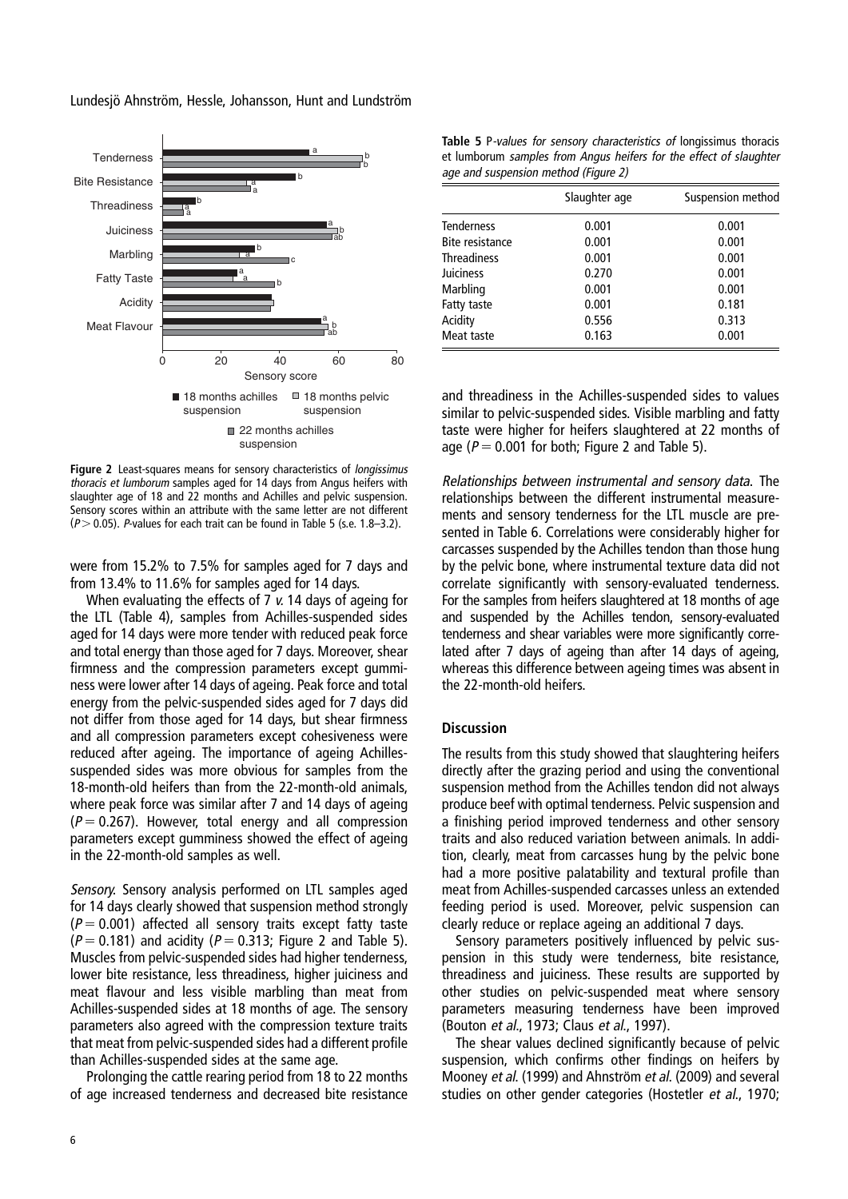**Figure 2** Least-squares means for sensory characteristics of *longissimus thoracis et lumborum* samples aged for 14 days from Angus heifers with slaughter age of 18 and 22 months and Achilles and pelvic suspension. Sensory scores within an attribute with the same letter are not different ($P > 0.05$). *P*-values for each trait can be found in Table 5 (s.e. 1.8–3.2).

**Table 5** *P-values for sensory characteristics of* longissimus thoracis et lumborum *samples from Angus heifers for the effect of slaughter age and suspension method (Figure 2)*

| | Slaughter age | Suspension method |
|---|---|---|
| Tenderness | 0.001 | 0.001 |
| Bite resistance | 0.001 | 0.001 |
| Threadiness | 0.001 | 0.001 |
| Juiciness | 0.270 | 0.001 |
| Marbling | 0.001 | 0.001 |
| Fatty taste | 0.001 | 0.181 |
| Acidity | 0.556 | 0.313 |
| Meat taste | 0.163 | 0.001 |

were from 15.2% to 7.5% for samples aged for 7 days and from 13.4% to 11.6% for samples aged for 14 days.

When evaluating the effects of 7 *v.* 14 days of ageing for the LTL (Table 4), samples from Achilles-suspended sides aged for 14 days were more tender with reduced peak force and total energy than those aged for 7 days. Moreover, shear firmness and the compression parameters except gumminess were lower after 14 days of ageing. Peak force and total energy from the pelvic-suspended sides aged for 7 days did not differ from those aged for 14 days, but shear firmness and all compression parameters except cohesiveness were reduced after ageing. The importance of ageing Achilles-suspended sides was more obvious for samples from the 18-month-old heifers than from the 22-month-old animals, where peak force was similar after 7 and 14 days of ageing ($P = 0.267$). However, total energy and all compression parameters except gumminess showed the effect of ageing in the 22-month-old samples as well.

*Sensory.* Sensory analysis performed on LTL samples aged for 14 days clearly showed that suspension method strongly ($P = 0.001$) affected all sensory traits except fatty taste ($P = 0.181$) and acidity ($P = 0.313$; Figure 2 and Table 5). Muscles from pelvic-suspended sides had higher tenderness, lower bite resistance, less threadiness, higher juiciness and meat flavour and less visible marbling than meat from Achilles-suspended sides at 18 months of age. The sensory parameters also agreed with the compression texture traits that meat from pelvic-suspended sides had a different profile than Achilles-suspended sides at the same age.

Prolonging the cattle rearing period from 18 to 22 months of age increased tenderness and decreased bite resistance and threadiness in the Achilles-suspended sides to values similar to pelvic-suspended sides. Visible marbling and fatty taste were higher for heifers slaughtered at 22 months of age ($P = 0.001$ for both; Figure 2 and Table 5).

*Relationships between instrumental and sensory data.* The relationships between the different instrumental measurements and sensory tenderness for the LTL muscle are presented in Table 6. Correlations were considerably higher for carcasses suspended by the Achilles tendon than those hung by the pelvic bone, where instrumental texture data did not correlate significantly with sensory-evaluated tenderness. For the samples from heifers slaughtered at 18 months of age and suspended by the Achilles tendon, sensory-evaluated tenderness and shear variables were more significantly correlated after 7 days of ageing than after 14 days of ageing, whereas this difference between ageing times was absent in the 22-month-old heifers.

## Discussion

The results from this study showed that slaughtering heifers directly after the grazing period and using the conventional suspension method from the Achilles tendon did not always produce beef with optimal tenderness. Pelvic suspension and a finishing period improved tenderness and other sensory traits and also reduced variation between animals. In addition, clearly, meat from carcasses hung by the pelvic bone had a more positive palatability and textural profile than meat from Achilles-suspended carcasses unless an extended feeding period is used. Moreover, pelvic suspension can clearly reduce or replace ageing an additional 7 days.

Sensory parameters positively influenced by pelvic suspension in this study were tenderness, bite resistance, threadiness and juiciness. These results are supported by other studies on pelvic-suspended meat where sensory parameters measuring tenderness have been improved (Bouton *et al.*, 1973; Claus *et al.*, 1997).

The shear values declined significantly because of pelvic suspension, which confirms other findings on heifers by Mooney *et al.* (1999) and Ahnström *et al.* (2009) and several studies on other gender categories (Hostetler *et al.*, 1970;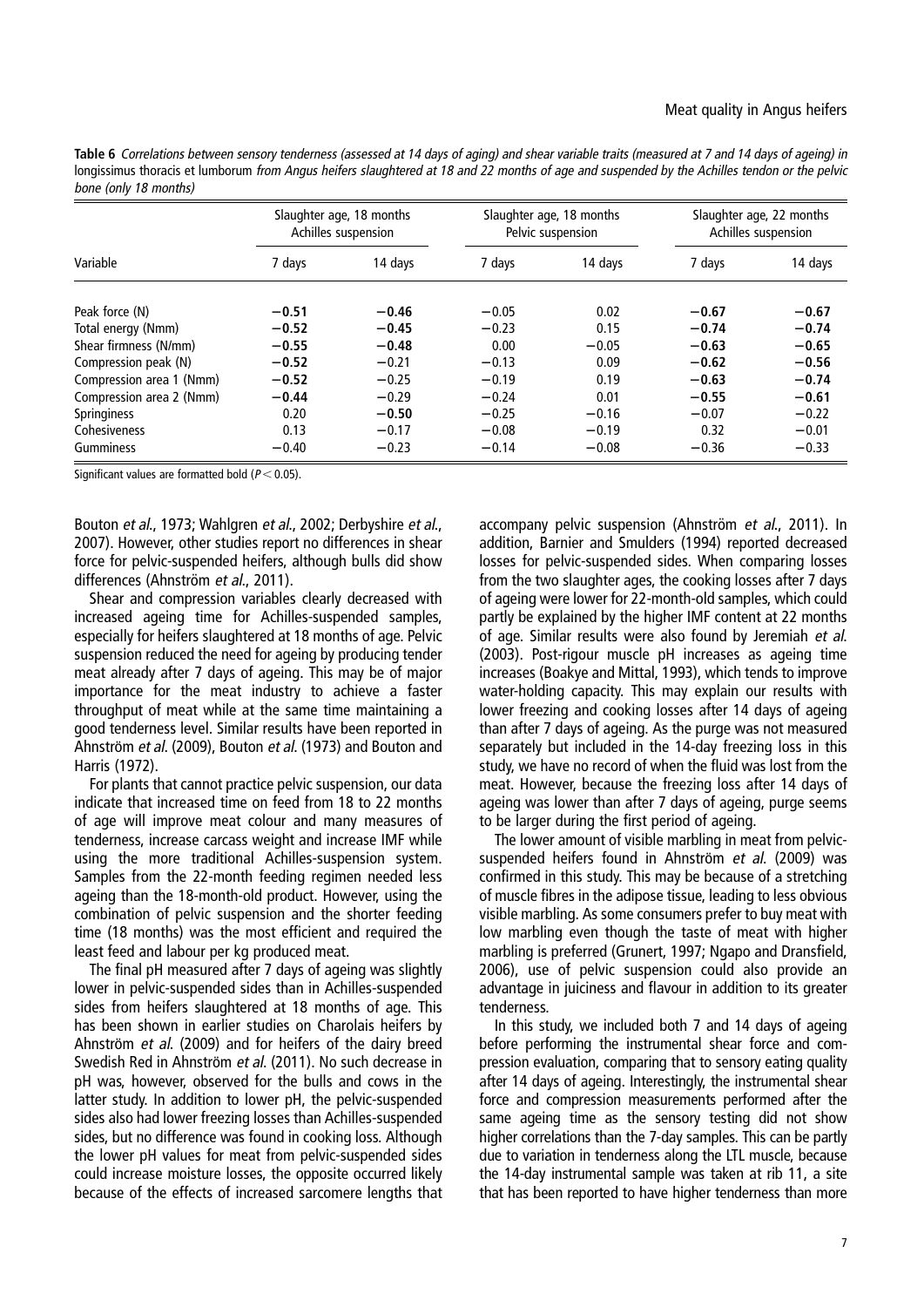**Table 6** *Correlations between sensory tenderness (assessed at 14 days of aging) and shear variable traits (measured at 7 and 14 days of ageing) in* longissimus thoracis et lumborum *from Angus heifers slaughtered at 18 and 22 months of age and suspended by the Achilles tendon or the pelvic bone (only 18 months)*

| Variable | Slaughter age, 18 months Achilles suspension | | Slaughter age, 18 months Pelvic suspension | | Slaughter age, 22 months Achilles suspension | |
|---|---|---|---|---|---|---|
| | 7 days | 14 days | 7 days | 14 days | 7 days | 14 days |
| Peak force (N) | **−0.51** | **−0.46** | −0.05 | 0.02 | **−0.67** | **−0.67** |
| Total energy (Nmm) | **−0.52** | **−0.45** | −0.23 | 0.15 | **−0.74** | **−0.74** |
| Shear firmness (N/mm) | **−0.55** | **−0.48** | 0.00 | −0.05 | **−0.63** | **−0.65** |
| Compression peak (N) | **−0.52** | −0.21 | −0.13 | 0.09 | **−0.62** | **−0.56** |
| Compression area 1 (Nmm) | **−0.52** | −0.25 | −0.19 | 0.19 | **−0.63** | **−0.74** |
| Compression area 2 (Nmm) | **−0.44** | −0.29 | −0.24 | 0.01 | **−0.55** | **−0.61** |
| Springiness | 0.20 | **−0.50** | −0.25 | −0.16 | −0.07 | −0.22 |
| Cohesiveness | 0.13 | −0.17 | −0.08 | −0.19 | 0.32 | −0.01 |
| Gumminess | −0.40 | −0.23 | −0.14 | −0.08 | −0.36 | −0.33 |

Significant values are formatted bold ($P < 0.05$).

Bouton *et al.*, 1973; Wahlgren *et al.*, 2002; Derbyshire *et al.*, 2007). However, other studies report no differences in shear force for pelvic-suspended heifers, although bulls did show differences (Ahnström *et al.*, 2011).

Shear and compression variables clearly decreased with increased ageing time for Achilles-suspended samples, especially for heifers slaughtered at 18 months of age. Pelvic suspension reduced the need for ageing by producing tender meat already after 7 days of ageing. This may be of major importance for the meat industry to achieve a faster throughput of meat while at the same time maintaining a good tenderness level. Similar results have been reported in Ahnström *et al.* (2009), Bouton *et al.* (1973) and Bouton and Harris (1972).

For plants that cannot practice pelvic suspension, our data indicate that increased time on feed from 18 to 22 months of age will improve meat colour and many measures of tenderness, increase carcass weight and increase IMF while using the more traditional Achilles-suspension system. Samples from the 22-month feeding regimen needed less ageing than the 18-month-old product. However, using the combination of pelvic suspension and the shorter feeding time (18 months) was the most efficient and required the least feed and labour per kg produced meat.

The final pH measured after 7 days of ageing was slightly lower in pelvic-suspended sides than in Achilles-suspended sides from heifers slaughtered at 18 months of age. This has been shown in earlier studies on Charolais heifers by Ahnström *et al.* (2009) and for heifers of the dairy breed Swedish Red in Ahnström *et al.* (2011). No such decrease in pH was, however, observed for the bulls and cows in the latter study. In addition to lower pH, the pelvic-suspended sides also had lower freezing losses than Achilles-suspended sides, but no difference was found in cooking loss. Although the lower pH values for meat from pelvic-suspended sides could increase moisture losses, the opposite occurred likely because of the effects of increased sarcomere lengths that accompany pelvic suspension (Ahnström *et al.*, 2011). In addition, Barnier and Smulders (1994) reported decreased losses for pelvic-suspended sides. When comparing losses from the two slaughter ages, the cooking losses after 7 days of ageing were lower for 22-month-old samples, which could partly be explained by the higher IMF content at 22 months of age. Similar results were also found by Jeremiah *et al.* (2003). Post-rigour muscle pH increases as ageing time increases (Boakye and Mittal, 1993), which tends to improve water-holding capacity. This may explain our results with lower freezing and cooking losses after 14 days of ageing than after 7 days of ageing. As the purge was not measured separately but included in the 14-day freezing loss in this study, we have no record of when the fluid was lost from the meat. However, because the freezing loss after 14 days of ageing was lower than after 7 days of ageing, purge seems to be larger during the first period of ageing.

The lower amount of visible marbling in meat from pelvic-suspended heifers found in Ahnström *et al.* (2009) was confirmed in this study. This may be because of a stretching of muscle fibres in the adipose tissue, leading to less obvious visible marbling. As some consumers prefer to buy meat with low marbling even though the taste of meat with higher marbling is preferred (Grunert, 1997; Ngapo and Dransfield, 2006), use of pelvic suspension could also provide an advantage in juiciness and flavour in addition to its greater tenderness.

In this study, we included both 7 and 14 days of ageing before performing the instrumental shear force and compression evaluation, comparing that to sensory eating quality after 14 days of ageing. Interestingly, the instrumental shear force and compression measurements performed after the same ageing time as the sensory testing did not show higher correlations than the 7-day samples. This can be partly due to variation in tenderness along the LTL muscle, because the 14-day instrumental sample was taken at rib 11, a site that has been reported to have higher tenderness than more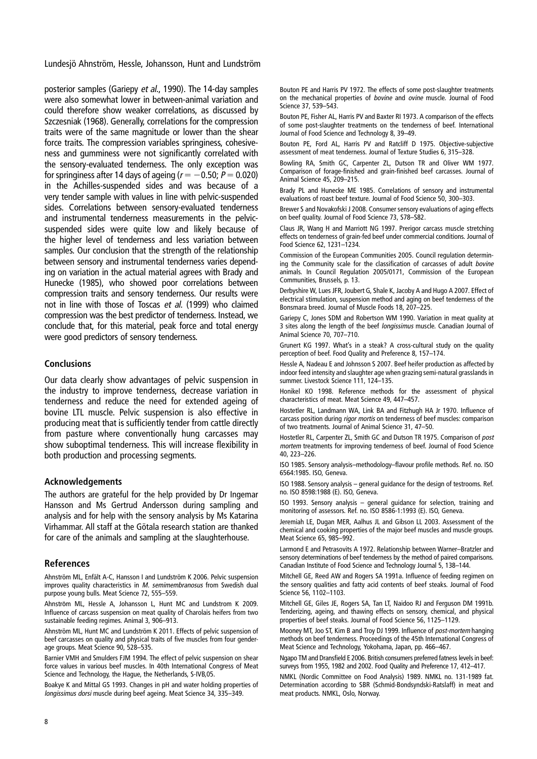posterior samples (Gariepy *et al.*, 1990). The 14-day samples were also somewhat lower in between-animal variation and could therefore show weaker correlations, as discussed by Szczesniak (1968). Generally, correlations for the compression traits were of the same magnitude or lower than the shear force traits. The compression variables springiness, cohesiveness and gumminess were not significantly correlated with the sensory-evaluated tenderness. The only exception was for springiness after 14 days of ageing ($r = -0.50$; $P = 0.020$) in the Achilles-suspended sides and was because of a very tender sample with values in line with pelvic-suspended sides. Correlations between sensory-evaluated tenderness and instrumental tenderness measurements in the pelvic-suspended sides were quite low and likely because of the higher level of tenderness and less variation between samples. Our conclusion that the strength of the relationship between sensory and instrumental tenderness varies depending on variation in the actual material agrees with Brady and Hunecke (1985), who showed poor correlations between compression traits and sensory tenderness. Our results were not in line with those of Toscas *et al.* (1999) who claimed compression was the best predictor of tenderness. Instead, we conclude that, for this material, peak force and total energy were good predictors of sensory tenderness.

## Conclusions

Our data clearly show advantages of pelvic suspension in the industry to improve tenderness, decrease variation in tenderness and reduce the need for extended ageing of bovine LTL muscle. Pelvic suspension is also effective in producing meat that is sufficiently tender from cattle directly from pasture where conventionally hung carcasses may show suboptimal tenderness. This will increase flexibility in both production and processing segments.

## Acknowledgements

The authors are grateful for the help provided by Dr Ingemar Hansson and Ms Gertrud Andersson during sampling and analysis and for help with the sensory analysis by Ms Katarina Virhammar. All staff at the Götala research station are thanked for care of the animals and sampling at the slaughterhouse.

## References

Ahnström ML, Enfält A-C, Hansson I and Lundström K 2006. Pelvic suspension improves quality characteristics in *M. semimembranosus* from Swedish dual purpose young bulls. Meat Science 72, 555–559.

Ahnström ML, Hessle A, Johansson L, Hunt MC and Lundstrom K 2009. Influence of carcass suspension on meat quality of Charolais heifers from two sustainable feeding regimes. Animal 3, 906–913.

Ahnström ML, Hunt MC and Lundström K 2011. Effects of pelvic suspension of beef carcasses on quality and physical traits of five muscles from four gender-age groups. Meat Science 90, 528–535.

Barnier VMH and Smulders FJM 1994. The effect of pelvic suspension on shear force values in various beef muscles. In 40th International Congress of Meat Science and Technology, the Hague, the Netherlands, S-IVB,05.

Boakye K and Mittal GS 1993. Changes in pH and water holding properties of *longissimus dorsi* muscle during beef ageing. Meat Science 34, 335–349.

Bouton PE and Harris PV 1972. The effects of some post-slaughter treatments on the mechanical properties of *bovine* and *ovine* muscle. Journal of Food Science 37, 539–543.

Bouton PE, Fisher AL, Harris PV and Baxter RI 1973. A comparison of the effects of some post-slaughter treatments on the tenderness of beef. International Journal of Food Science and Technology 8, 39–49.

Bouton PE, Ford AL, Harris PV and Ratcliff D 1975. Objective-subjective assessment of meat tenderness. Journal of Texture Studies 6, 315–328.

Bowling RA, Smith GC, Carpenter ZL, Dutson TR and Oliver WM 1977. Comparison of forage-finished and grain-finished beef carcasses. Journal of Animal Science 45, 209–215.

Brady PL and Hunecke ME 1985. Correlations of sensory and instrumental evaluations of roast beef texture. Journal of Food Science 50, 300–303.

Brewer S and Novakofski J 2008. Consumer sensory evaluations of aging effects on beef quality. Journal of Food Science 73, S78–S82.

Claus JR, Wang H and Marriott NG 1997. Prerigor carcass muscle stretching effects on tenderness of grain-fed beef under commercial conditions. Journal of Food Science 62, 1231–1234.

Commission of the European Communities 2005. Council regulation determining the Community scale for the classification of carcasses of adult *bovine* animals. In Council Regulation 2005/0171, Commission of the European Communities, Brussels, p. 13.

Derbyshire W, Lues JFR, Joubert G, Shale K, Jacoby A and Hugo A 2007. Effect of electrical stimulation, suspension method and aging on beef tenderness of the Bonsmara breed. Journal of Muscle Foods 18, 207–225.

Gariepy C, Jones SDM and Robertson WM 1990. Variation in meat quality at 3 sites along the length of the beef *longissimus* muscle. Canadian Journal of Animal Science 70, 707–710.

Grunert KG 1997. What's in a steak? A cross-cultural study on the quality perception of beef. Food Quality and Preference 8, 157–174.

Hessle A, Nadeau E and Johnsson S 2007. Beef heifer production as affected by indoor feed intensity and slaughter age when grazing semi-natural grasslands in summer. Livestock Science 111, 124–135.

Honikel KO 1998. Reference methods for the assessment of physical characteristics of meat. Meat Science 49, 447–457.

Hostetler RL, Landmann WA, Link BA and Fitzhugh HA Jr 1970. Influence of carcass position during *rigor mortis* on tenderness of beef muscles: comparison of two treatments. Journal of Animal Science 31, 47–50.

Hostetler RL, Carpenter ZL, Smith GC and Dutson TR 1975. Comparison of *post mortem* treatments for improving tenderness of beef. Journal of Food Science 40, 223–226.

ISO 1985. Sensory analysis–methodology–flavour profile methods. Ref. no. ISO 6564:1985. ISO, Geneva.

ISO 1988. Sensory analysis – general guidance for the design of testrooms. Ref. no. ISO 8598:1988 (E). ISO, Geneva.

ISO 1993. Sensory analysis – general guidance for selection, training and monitoring of assessors. Ref. no. ISO 8586-1:1993 (E). ISO, Geneva.

Jeremiah LE, Dugan MER, Aalhus JL and Gibson LL 2003. Assessment of the chemical and cooking properties of the major beef muscles and muscle groups. Meat Science 65, 985–992.

Larmond E and Petrasovits A 1972. Relationship between Warner–Bratzler and sensory determinations of beef tenderness by the method of paired comparisons. Canadian Institute of Food Science and Technology Journal 5, 138–144.

Mitchell GE, Reed AW and Rogers SA 1991a. Influence of feeding regimen on the sensory qualities and fatty acid contents of beef steaks. Journal of Food Science 56, 1102–1103.

Mitchell GE, Giles JE, Rogers SA, Tan LT, Naidoo RJ and Ferguson DM 1991b. Tenderizing, ageing, and thawing effects on sensory, chemical, and physical properties of beef steaks. Journal of Food Science 56, 1125–1129.

Mooney MT, Joo ST, Kim B and Troy DJ 1999. Influence of *post-mortem* hanging methods on beef tenderness. Proceedings of the 45th International Congress of Meat Science and Technology, Yokohama, Japan, pp. 466–467.

Ngapo TM and Dransfield E 2006. British consumers preferred fatness levels in beef: surveys from 1955, 1982 and 2002. Food Quality and Preference 17, 412–417.

NMKL (Nordic Committee on Food Analysis) 1989. NMKL no. 131-1989 fat. Determination according to SBR (Schmid-Bondsyndski-Ratslaff) in meat and meat products. NMKL, Oslo, Norway.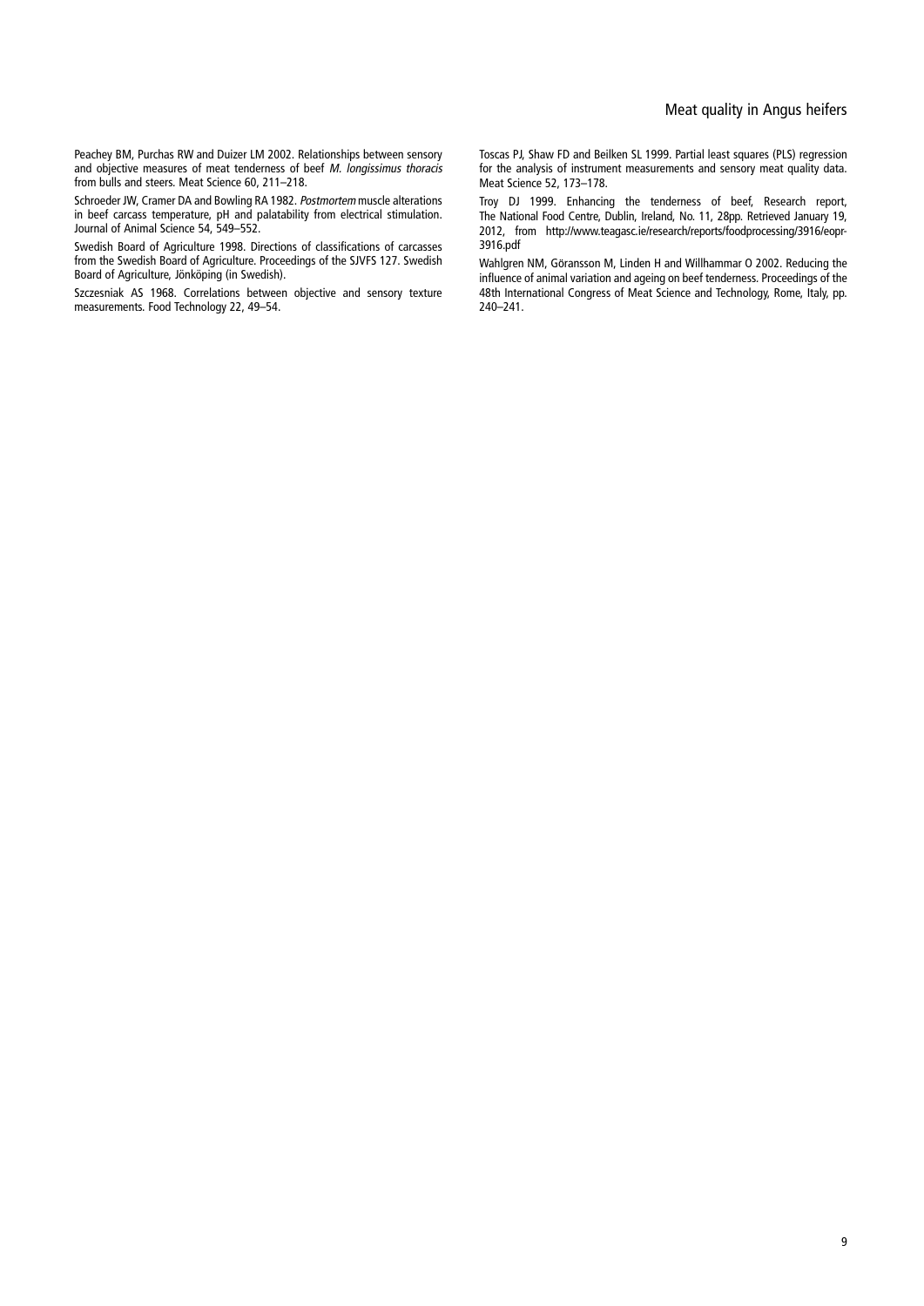Peachey BM, Purchas RW and Duizer LM 2002. Relationships between sensory and objective measures of meat tenderness of beef *M. longissimus thoracis* from bulls and steers. Meat Science 60, 211–218.

Schroeder JW, Cramer DA and Bowling RA 1982. *Postmortem* muscle alterations in beef carcass temperature, pH and palatability from electrical stimulation. Journal of Animal Science 54, 549–552.

Swedish Board of Agriculture 1998. Directions of classifications of carcasses from the Swedish Board of Agriculture. Proceedings of the SJVFS 127. Swedish Board of Agriculture, Jönköping (in Swedish).

Szczesniak AS 1968. Correlations between objective and sensory texture measurements. Food Technology 22, 49–54.

Toscas PJ, Shaw FD and Beilken SL 1999. Partial least squares (PLS) regression for the analysis of instrument measurements and sensory meat quality data. Meat Science 52, 173–178.

Troy DJ 1999. Enhancing the tenderness of beef, Research report, The National Food Centre, Dublin, Ireland, No. 11, 28pp. Retrieved January 19, 2012, from http://www.teagasc.ie/research/reports/foodprocessing/3916/eopr-3916.pdf

Wahlgren NM, Göransson M, Linden H and Willhammar O 2002. Reducing the influence of animal variation and ageing on beef tenderness. Proceedings of the 48th International Congress of Meat Science and Technology, Rome, Italy, pp. 240–241.